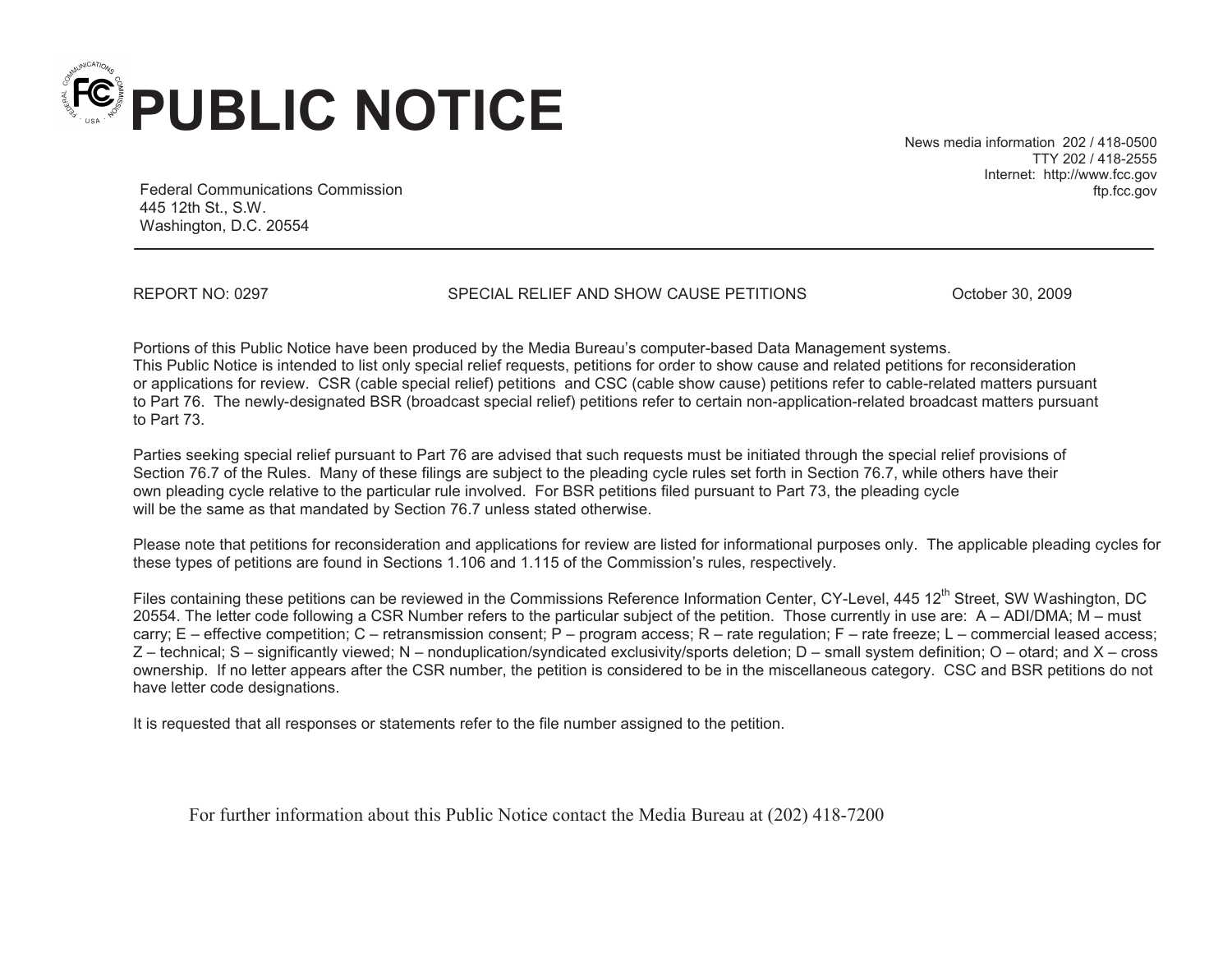# PUBLIC NOTICE

Federal Communications Commission
445 12th St., S.W.
Washington, D.C. 20554

News media information 202 / 418-0500
TTY 202 / 418-2555
Internet: http://www.fcc.gov
ftp.fcc.gov

---

REPORT NO: 0297 SPECIAL RELIEF AND SHOW CAUSE PETITIONS October 30, 2009

Portions of this Public Notice have been produced by the Media Bureau's computer-based Data Management systems.
This Public Notice is intended to list only special relief requests, petitions for order to show cause and related petitions for reconsideration or applications for review. CSR (cable special relief) petitions and CSC (cable show cause) petitions refer to cable-related matters pursuant to Part 76. The newly-designated BSR (broadcast special relief) petitions refer to certain non-application-related broadcast matters pursuant to Part 73.

Parties seeking special relief pursuant to Part 76 are advised that such requests must be initiated through the special relief provisions of Section 76.7 of the Rules. Many of these filings are subject to the pleading cycle rules set forth in Section 76.7, while others have their own pleading cycle relative to the particular rule involved. For BSR petitions filed pursuant to Part 73, the pleading cycle will be the same as that mandated by Section 76.7 unless stated otherwise.

Please note that petitions for reconsideration and applications for review are listed for informational purposes only. The applicable pleading cycles for these types of petitions are found in Sections 1.106 and 1.115 of the Commission's rules, respectively.

Files containing these petitions can be reviewed in the Commissions Reference Information Center, CY-Level, 445 12th Street, SW Washington, DC 20554. The letter code following a CSR Number refers to the particular subject of the petition. Those currently in use are: A – ADI/DMA; M – must carry; E – effective competition; C – retransmission consent; P – program access; R – rate regulation; F – rate freeze; L – commercial leased access; Z – technical; S – significantly viewed; N – nonduplication/syndicated exclusivity/sports deletion; D – small system definition; O – otard; and X – cross ownership. If no letter appears after the CSR number, the petition is considered to be in the miscellaneous category. CSC and BSR petitions do not have letter code designations.

It is requested that all responses or statements refer to the file number assigned to the petition.

For further information about this Public Notice contact the Media Bureau at (202) 418-7200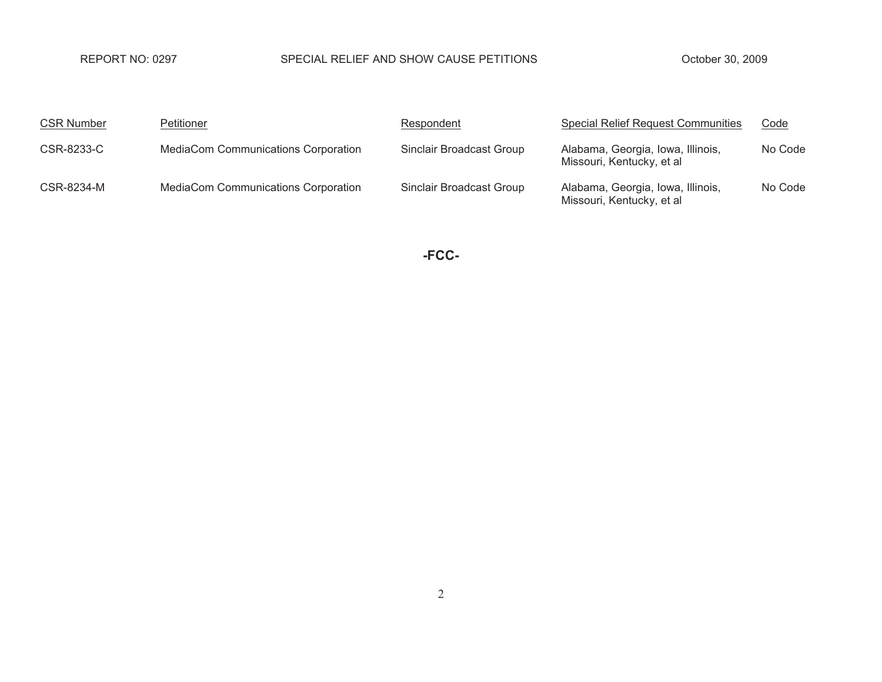| CSR Number | Petitioner | Respondent | Special Relief Request Communities | Code |
|---|---|---|---|---|
| CSR-8233-C | MediaCom Communications Corporation | Sinclair Broadcast Group | Alabama, Georgia, Iowa, Illinois, Missouri, Kentucky, et al | No Code |
| CSR-8234-M | MediaCom Communications Corporation | Sinclair Broadcast Group | Alabama, Georgia, Iowa, Illinois, Missouri, Kentucky, et al | No Code |

**-FCC-**